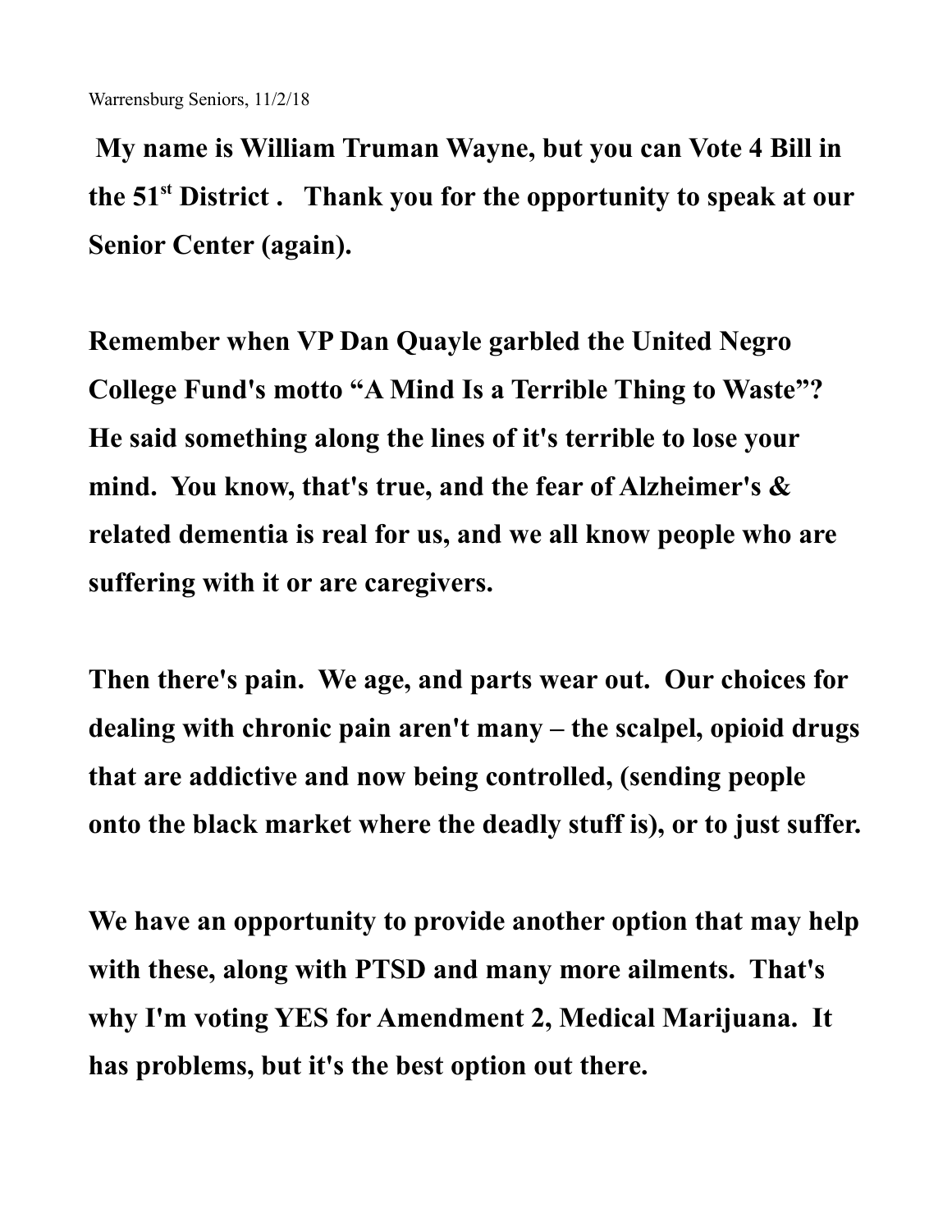Warrensburg Seniors, 11/2/18

**My name is William Truman Wayne, but you can Vote 4 Bill in the 51st District . Thank you for the opportunity to speak at our Senior Center (again).**

**Remember when VP Dan Quayle garbled the United Negro College Fund's motto "A Mind Is a Terrible Thing to Waste"? He said something along the lines of it's terrible to lose your mind. You know, that's true, and the fear of Alzheimer's & related dementia is real for us, and we all know people who are suffering with it or are caregivers.**

**Then there's pain. We age, and parts wear out. Our choices for dealing with chronic pain aren't many – the scalpel, opioid drugs that are addictive and now being controlled, (sending people onto the black market where the deadly stuff is), or to just suffer.**

**We have an opportunity to provide another option that may help with these, along with PTSD and many more ailments. That's why I'm voting YES for Amendment 2, Medical Marijuana. It has problems, but it's the best option out there.**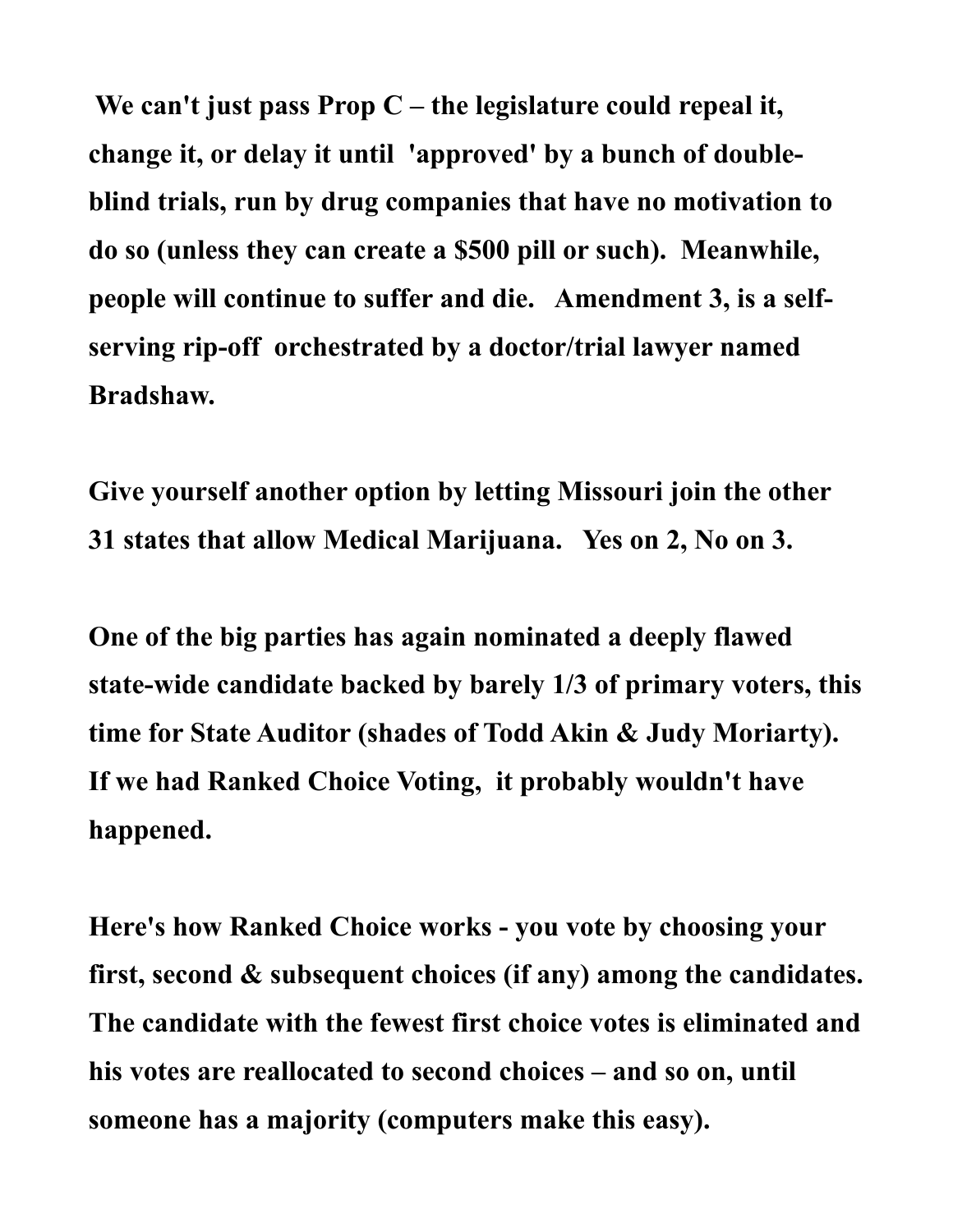**We can't just pass Prop C – the legislature could repeal it, change it, or delay it until 'approved' by a bunch of double-blind trials, run by drug companies that have no motivation to do so (unless they can create a $500 pill or such). Meanwhile, people will continue to suffer and die. Amendment 3, is a self-serving rip-off orchestrated by a doctor/trial lawyer named Bradshaw.**

**Give yourself another option by letting Missouri join the other 31 states that allow Medical Marijuana. Yes on 2, No on 3.**

**One of the big parties has again nominated a deeply flawed state-wide candidate backed by barely 1/3 of primary voters, this time for State Auditor (shades of Todd Akin & Judy Moriarty). If we had Ranked Choice Voting, it probably wouldn't have happened.**

**Here's how Ranked Choice works - you vote by choosing your first, second & subsequent choices (if any) among the candidates. The candidate with the fewest first choice votes is eliminated and his votes are reallocated to second choices – and so on, until someone has a majority (computers make this easy).**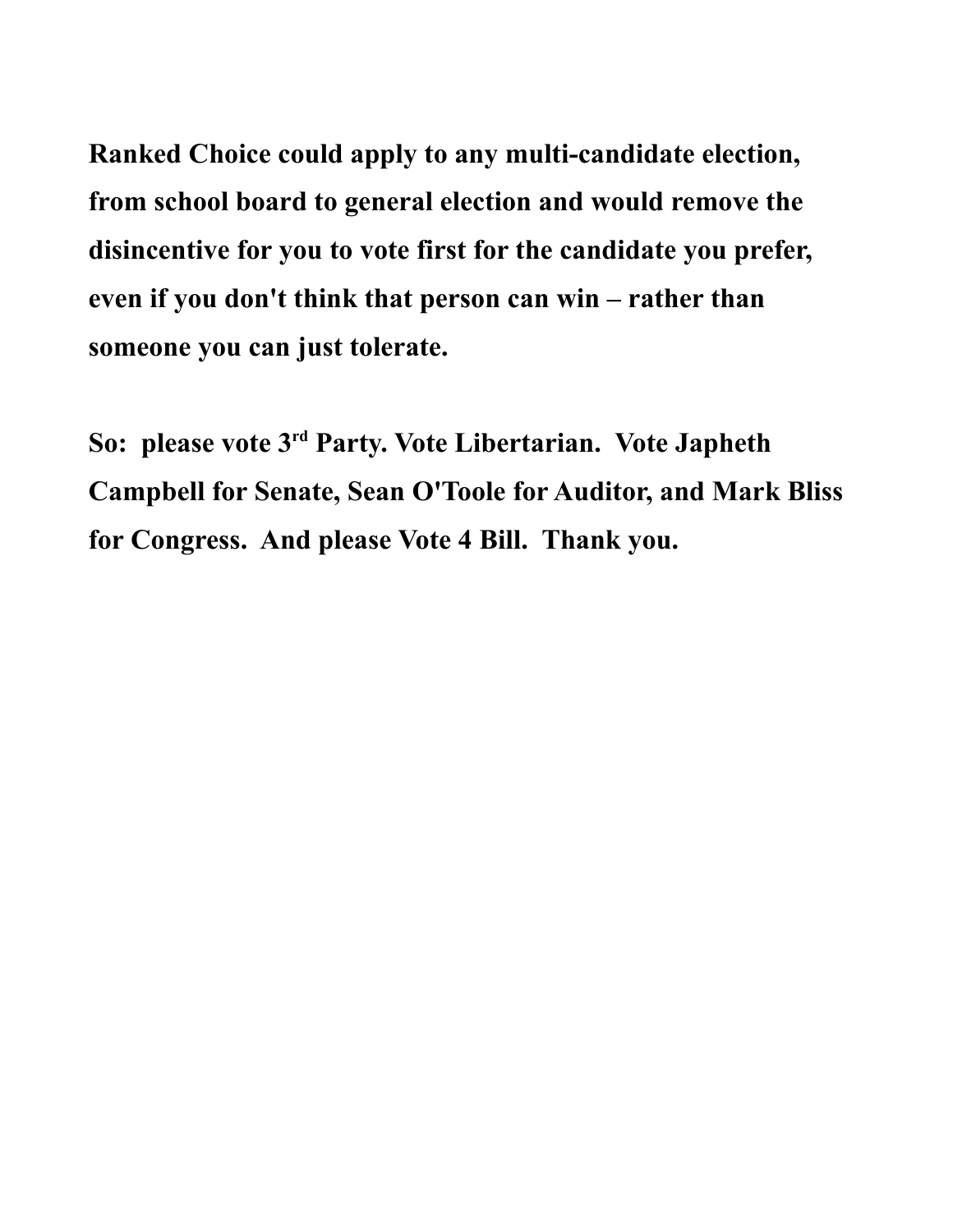**Ranked Choice could apply to any multi-candidate election, from school board to general election and would remove the disincentive for you to vote first for the candidate you prefer, even if you don't think that person can win – rather than someone you can just tolerate.**

**So: please vote 3rd Party. Vote Libertarian. Vote Japheth Campbell for Senate, Sean O'Toole for Auditor, and Mark Bliss for Congress. And please Vote 4 Bill. Thank you.**